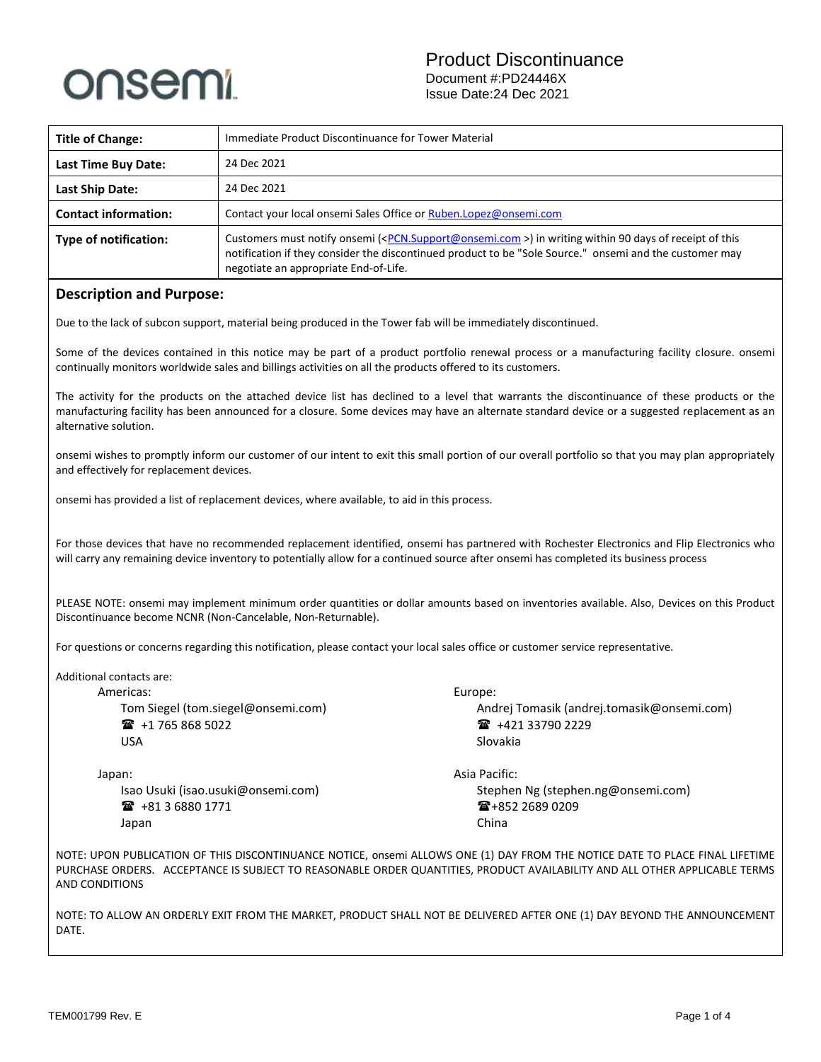onsemi

# Product Discontinuance

Document #:PD24446X
Issue Date:24 Dec 2021

| | |
|---|---|
| **Title of Change:** | Immediate Product Discontinuance for Tower Material |
| **Last Time Buy Date:** | 24 Dec 2021 |
| **Last Ship Date:** | 24 Dec 2021 |
| **Contact information:** | Contact your local onsemi Sales Office or Ruben.Lopez@onsemi.com |
| **Type of notification:** | Customers must notify onsemi (<PCN.Support@onsemi.com >) in writing within 90 days of receipt of this notification if they consider the discontinued product to be "Sole Source." onsemi and the customer may negotiate an appropriate End-of-Life. |

## Description and Purpose:

Due to the lack of subcon support, material being produced in the Tower fab will be immediately discontinued.

Some of the devices contained in this notice may be part of a product portfolio renewal process or a manufacturing facility closure. onsemi continually monitors worldwide sales and billings activities on all the products offered to its customers.

The activity for the products on the attached device list has declined to a level that warrants the discontinuance of these products or the manufacturing facility has been announced for a closure. Some devices may have an alternate standard device or a suggested replacement as an alternative solution.

onsemi wishes to promptly inform our customer of our intent to exit this small portion of our overall portfolio so that you may plan appropriately and effectively for replacement devices.

onsemi has provided a list of replacement devices, where available, to aid in this process.

For those devices that have no recommended replacement identified, onsemi has partnered with Rochester Electronics and Flip Electronics who will carry any remaining device inventory to potentially allow for a continued source after onsemi has completed its business process

PLEASE NOTE: onsemi may implement minimum order quantities or dollar amounts based on inventories available. Also, Devices on this Product Discontinuance become NCNR (Non-Cancelable, Non-Returnable).

For questions or concerns regarding this notification, please contact your local sales office or customer service representative.

Additional contacts are:

Americas:
Tom Siegel (tom.siegel@onsemi.com)
☎ +1 765 868 5022
USA

Europe:
Andrej Tomasik (andrej.tomasik@onsemi.com)
☎ +421 33790 2229
Slovakia

Japan:
Isao Usuki (isao.usuki@onsemi.com)
☎ +81 3 6880 1771
Japan

Asia Pacific:
Stephen Ng (stephen.ng@onsemi.com)
☎+852 2689 0209
China

NOTE: UPON PUBLICATION OF THIS DISCONTINUANCE NOTICE, onsemi ALLOWS ONE (1) DAY FROM THE NOTICE DATE TO PLACE FINAL LIFETIME PURCHASE ORDERS. ACCEPTANCE IS SUBJECT TO REASONABLE ORDER QUANTITIES, PRODUCT AVAILABILITY AND ALL OTHER APPLICABLE TERMS AND CONDITIONS

NOTE: TO ALLOW AN ORDERLY EXIT FROM THE MARKET, PRODUCT SHALL NOT BE DELIVERED AFTER ONE (1) DAY BEYOND THE ANNOUNCEMENT DATE.

TEM001799 Rev. E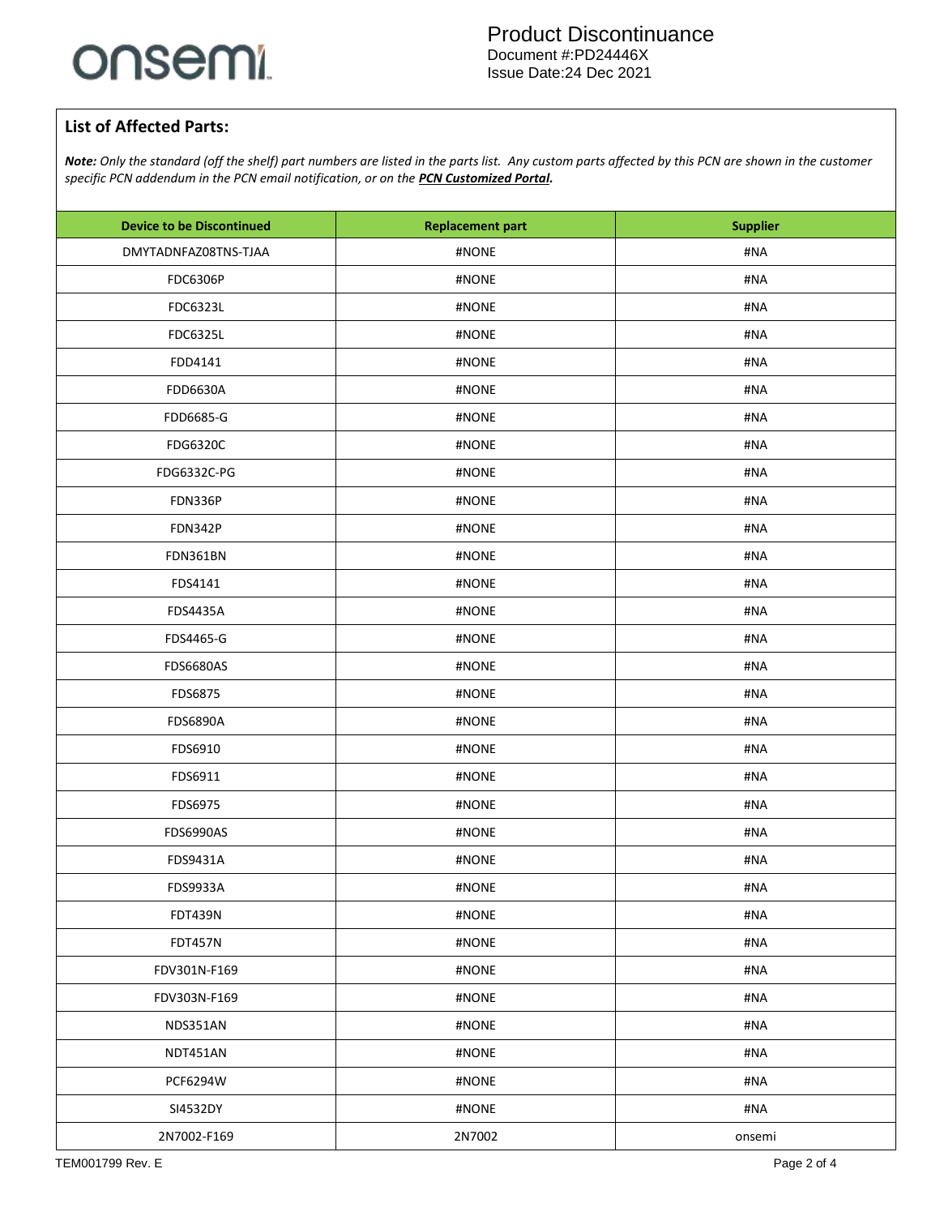## List of Affected Parts:

***Note:*** *Only the standard (off the shelf) part numbers are listed in the parts list. Any custom parts affected by this PCN are shown in the customer specific PCN addendum in the PCN email notification, or on the* ***PCN Customized Portal.***

| Device to be Discontinued | Replacement part | Supplier |
|---|---|---|
| DMYTADNFAZ08TNS-TJAA | #NONE | #NA |
| FDC6306P | #NONE | #NA |
| FDC6323L | #NONE | #NA |
| FDC6325L | #NONE | #NA |
| FDD4141 | #NONE | #NA |
| FDD6630A | #NONE | #NA |
| FDD6685-G | #NONE | #NA |
| FDG6320C | #NONE | #NA |
| FDG6332C-PG | #NONE | #NA |
| FDN336P | #NONE | #NA |
| FDN342P | #NONE | #NA |
| FDN361BN | #NONE | #NA |
| FDS4141 | #NONE | #NA |
| FDS4435A | #NONE | #NA |
| FDS4465-G | #NONE | #NA |
| FDS6680AS | #NONE | #NA |
| FDS6875 | #NONE | #NA |
| FDS6890A | #NONE | #NA |
| FDS6910 | #NONE | #NA |
| FDS6911 | #NONE | #NA |
| FDS6975 | #NONE | #NA |
| FDS6990AS | #NONE | #NA |
| FDS9431A | #NONE | #NA |
| FDS9933A | #NONE | #NA |
| FDT439N | #NONE | #NA |
| FDT457N | #NONE | #NA |
| FDV301N-F169 | #NONE | #NA |
| FDV303N-F169 | #NONE | #NA |
| NDS351AN | #NONE | #NA |
| NDT451AN | #NONE | #NA |
| PCF6294W | #NONE | #NA |
| SI4532DY | #NONE | #NA |
| 2N7002-F169 | 2N7002 | onsemi |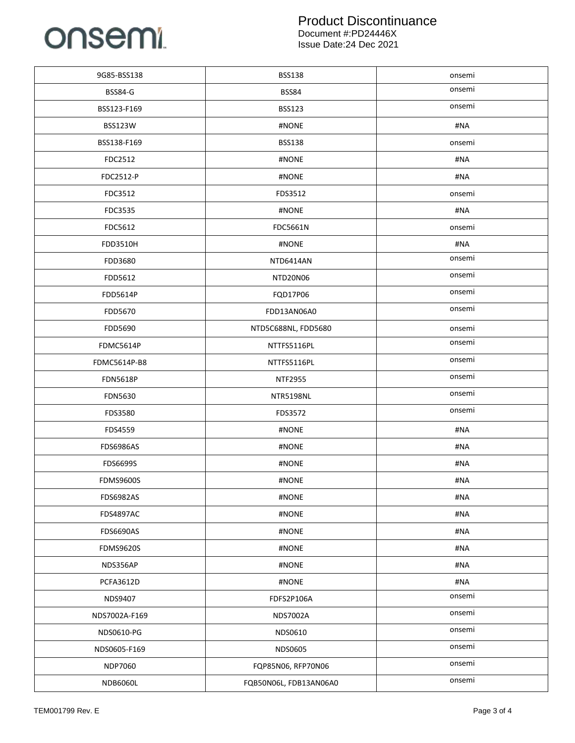| 9G85-BSS138 | BSS138 | onsemi |
|---|---|---|
| BSS84-G | BSS84 | onsemi |
| BSS123-F169 | BSS123 | onsemi |
| BSS123W | #NONE | #NA |
| BSS138-F169 | BSS138 | onsemi |
| FDC2512 | #NONE | #NA |
| FDC2512-P | #NONE | #NA |
| FDC3512 | FDS3512 | onsemi |
| FDC3535 | #NONE | #NA |
| FDC5612 | FDC5661N | onsemi |
| FDD3510H | #NONE | #NA |
| FDD3680 | NTD6414AN | onsemi |
| FDD5612 | NTD20N06 | onsemi |
| FDD5614P | FQD17P06 | onsemi |
| FDD5670 | FDD13AN06A0 | onsemi |
| FDD5690 | NTD5C688NL, FDD5680 | onsemi |
| FDMC5614P | NTTFS5116PL | onsemi |
| FDMC5614P-B8 | NTTFS5116PL | onsemi |
| FDN5618P | NTF2955 | onsemi |
| FDN5630 | NTR5198NL | onsemi |
| FDS3580 | FDS3572 | onsemi |
| FDS4559 | #NONE | #NA |
| FDS6986AS | #NONE | #NA |
| FDS6699S | #NONE | #NA |
| FDMS9600S | #NONE | #NA |
| FDS6982AS | #NONE | #NA |
| FDS4897AC | #NONE | #NA |
| FDS6690AS | #NONE | #NA |
| FDMS9620S | #NONE | #NA |
| NDS356AP | #NONE | #NA |
| PCFA3612D | #NONE | #NA |
| NDS9407 | FDFS2P106A | onsemi |
| NDS7002A-F169 | NDS7002A | onsemi |
| NDS0610-PG | NDS0610 | onsemi |
| NDS0605-F169 | NDS0605 | onsemi |
| NDP7060 | FQP85N06, RFP70N06 | onsemi |
| NDB6060L | FQB50N06L, FDB13AN06A0 | onsemi |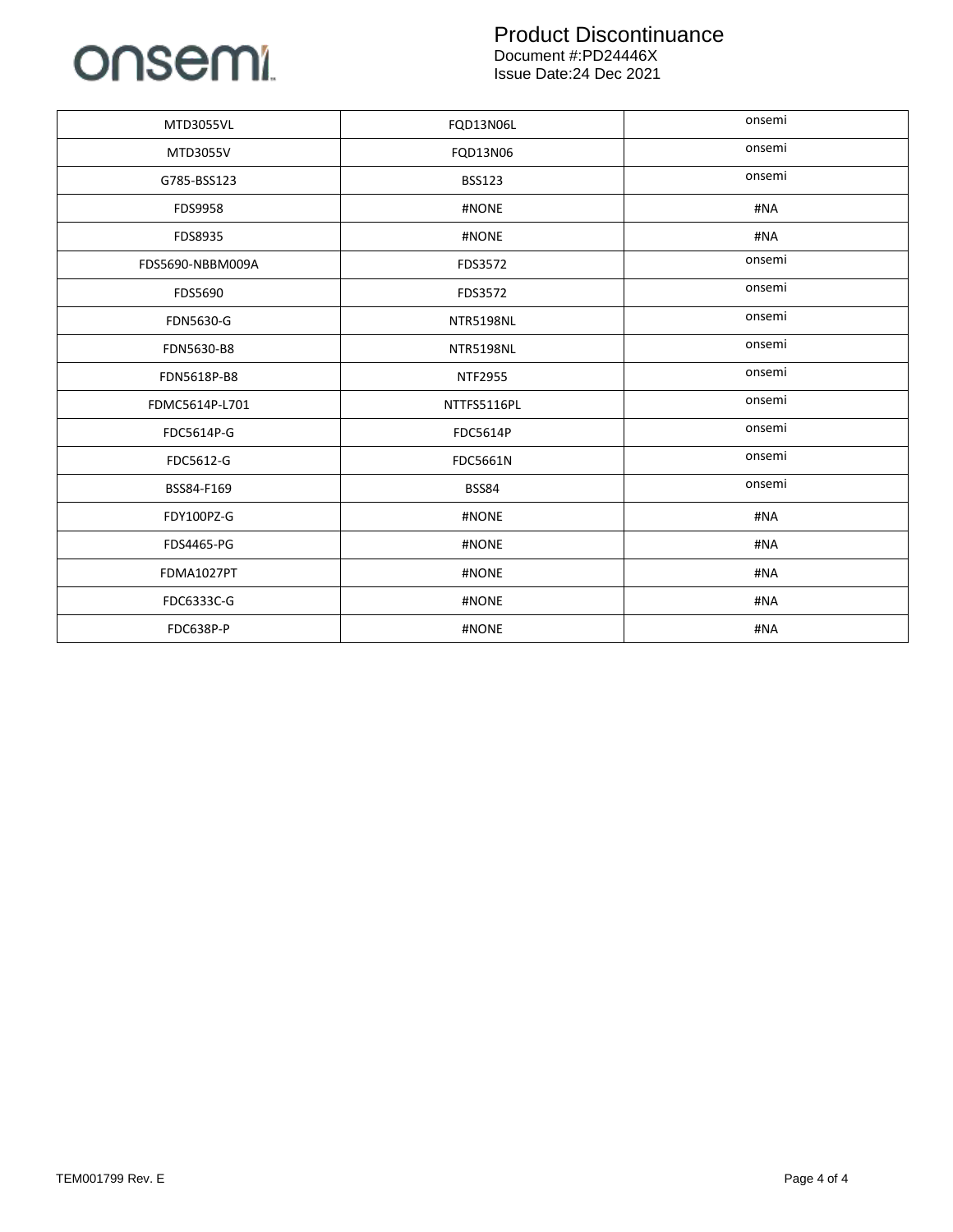| MTD3055VL | FQD13N06L | onsemi |
|---|---|---|
| MTD3055V | FQD13N06 | onsemi |
| G785-BSS123 | BSS123 | onsemi |
| FDS9958 | #NONE | #NA |
| FDS8935 | #NONE | #NA |
| FDS5690-NBBM009A | FDS3572 | onsemi |
| FDS5690 | FDS3572 | onsemi |
| FDN5630-G | NTR5198NL | onsemi |
| FDN5630-B8 | NTR5198NL | onsemi |
| FDN5618P-B8 | NTF2955 | onsemi |
| FDMC5614P-L701 | NTTFS5116PL | onsemi |
| FDC5614P-G | FDC5614P | onsemi |
| FDC5612-G | FDC5661N | onsemi |
| BSS84-F169 | BSS84 | onsemi |
| FDY100PZ-G | #NONE | #NA |
| FDS4465-PG | #NONE | #NA |
| FDMA1027PT | #NONE | #NA |
| FDC6333C-G | #NONE | #NA |
| FDC638P-P | #NONE | #NA |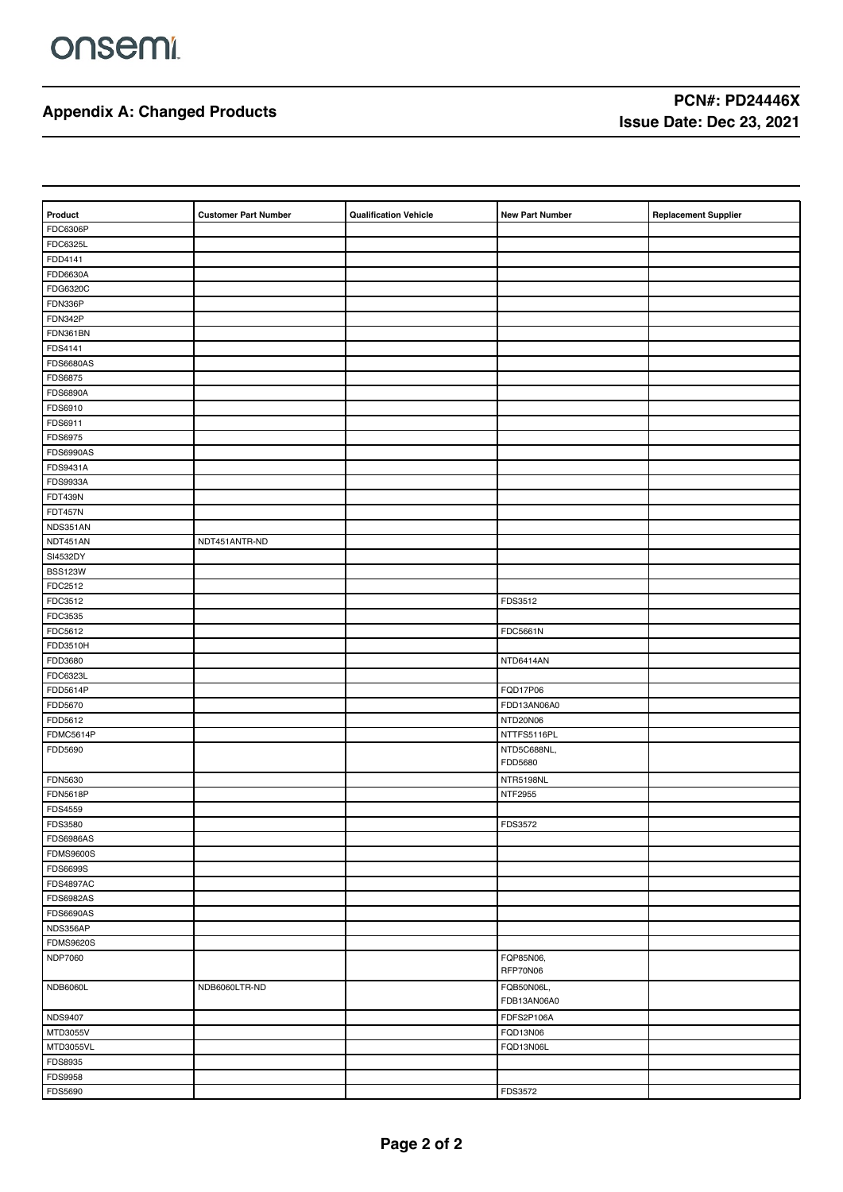## Appendix A: Changed Products

**PCN#: PD24446X**
**Issue Date: Dec 23, 2021**

| Product | Customer Part Number | Qualification Vehicle | New Part Number | Replacement Supplier |
|---|---|---|---|---|
| FDC6306P | | | | |
| FDC6325L | | | | |
| FDD4141 | | | | |
| FDD6630A | | | | |
| FDG6320C | | | | |
| FDN336P | | | | |
| FDN342P | | | | |
| FDN361BN | | | | |
| FDS4141 | | | | |
| FDS6680AS | | | | |
| FDS6875 | | | | |
| FDS6890A | | | | |
| FDS6910 | | | | |
| FDS6911 | | | | |
| FDS6975 | | | | |
| FDS6990AS | | | | |
| FDS9431A | | | | |
| FDS9933A | | | | |
| FDT439N | | | | |
| FDT457N | | | | |
| NDS351AN | | | | |
| NDT451AN | NDT451ANTR-ND | | | |
| SI4532DY | | | | |
| BSS123W | | | | |
| FDC2512 | | | | |
| FDC3512 | | | FDS3512 | |
| FDC3535 | | | | |
| FDC5612 | | | FDC5661N | |
| FDD3510H | | | | |
| FDD3680 | | | NTD6414AN | |
| FDC6323L | | | | |
| FDD5614P | | | FQD17P06 | |
| FDD5670 | | | FDD13AN06A0 | |
| FDD5612 | | | NTD20N06 | |
| FDMC5614P | | | NTTFS5116PL | |
| FDD5690 | | | NTD5C688NL, FDD5680 | |
| FDN5630 | | | NTR5198NL | |
| FDN5618P | | | NTF2955 | |
| FDS4559 | | | | |
| FDS3580 | | | FDS3572 | |
| FDS6986AS | | | | |
| FDMS9600S | | | | |
| FDS6699S | | | | |
| FDS4897AC | | | | |
| FDS6982AS | | | | |
| FDS6690AS | | | | |
| NDS356AP | | | | |
| FDMS9620S | | | | |
| NDP7060 | | | FQP85N06, RFP70N06 | |
| NDB6060L | NDB6060LTR-ND | | FQB50N06L, FDB13AN06A0 | |
| NDS9407 | | | FDFS2P106A | |
| MTD3055V | | | FQD13N06 | |
| MTD3055VL | | | FQD13N06L | |
| FDS8935 | | | | |
| FDS9958 | | | | |
| FDS5690 | | | FDS3572 | |